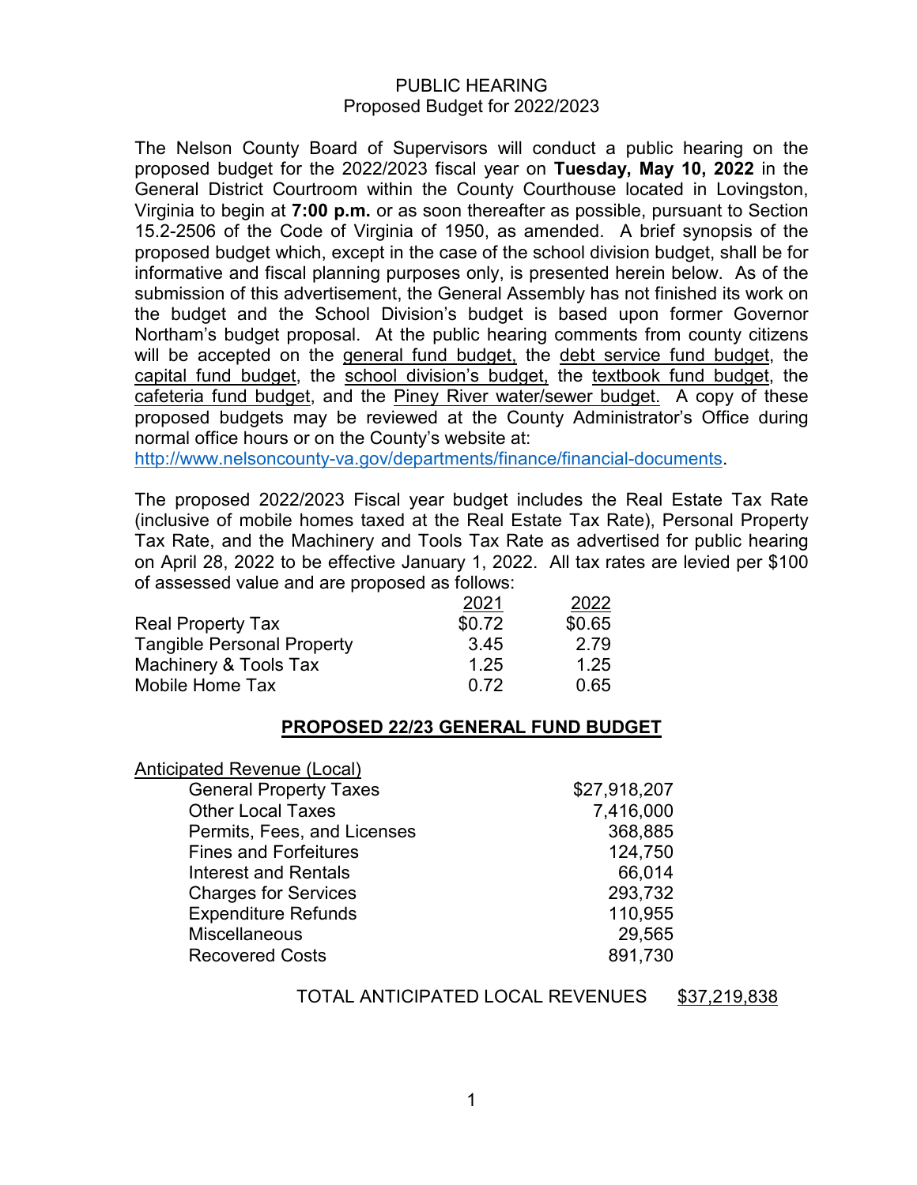# PUBLIC HEARING
## Proposed Budget for 2022/2023

The Nelson County Board of Supervisors will conduct a public hearing on the proposed budget for the 2022/2023 fiscal year on **Tuesday, May 10, 2022** in the General District Courtroom within the County Courthouse located in Lovingston, Virginia to begin at **7:00 p.m.** or as soon thereafter as possible, pursuant to Section 15.2-2506 of the Code of Virginia of 1950, as amended. A brief synopsis of the proposed budget which, except in the case of the school division budget, shall be for informative and fiscal planning purposes only, is presented herein below. As of the submission of this advertisement, the General Assembly has not finished its work on the budget and the School Division's budget is based upon former Governor Northam's budget proposal. At the public hearing comments from county citizens will be accepted on the general fund budget, the debt service fund budget, the capital fund budget, the school division's budget, the textbook fund budget, the cafeteria fund budget, and the Piney River water/sewer budget. A copy of these proposed budgets may be reviewed at the County Administrator's Office during normal office hours or on the County's website at: http://www.nelsoncounty-va.gov/departments/finance/financial-documents.

The proposed 2022/2023 Fiscal year budget includes the Real Estate Tax Rate (inclusive of mobile homes taxed at the Real Estate Tax Rate), Personal Property Tax Rate, and the Machinery and Tools Tax Rate as advertised for public hearing on April 28, 2022 to be effective January 1, 2022. All tax rates are levied per $100 of assessed value and are proposed as follows:

| | 2021 | 2022 |
|---|---|---|
| Real Property Tax | $0.72 | $0.65 |
| Tangible Personal Property | 3.45 | 2.79 |
| Machinery & Tools Tax | 1.25 | 1.25 |
| Mobile Home Tax | 0.72 | 0.65 |

## PROPOSED 22/23 GENERAL FUND BUDGET

| Anticipated Revenue (Local) | |
|---|---|
| General Property Taxes | $27,918,207 |
| Other Local Taxes | 7,416,000 |
| Permits, Fees, and Licenses | 368,885 |
| Fines and Forfeitures | 124,750 |
| Interest and Rentals | 66,014 |
| Charges for Services | 293,732 |
| Expenditure Refunds | 110,955 |
| Miscellaneous | 29,565 |
| Recovered Costs | 891,730 |
| TOTAL ANTICIPATED LOCAL REVENUES | $37,219,838 |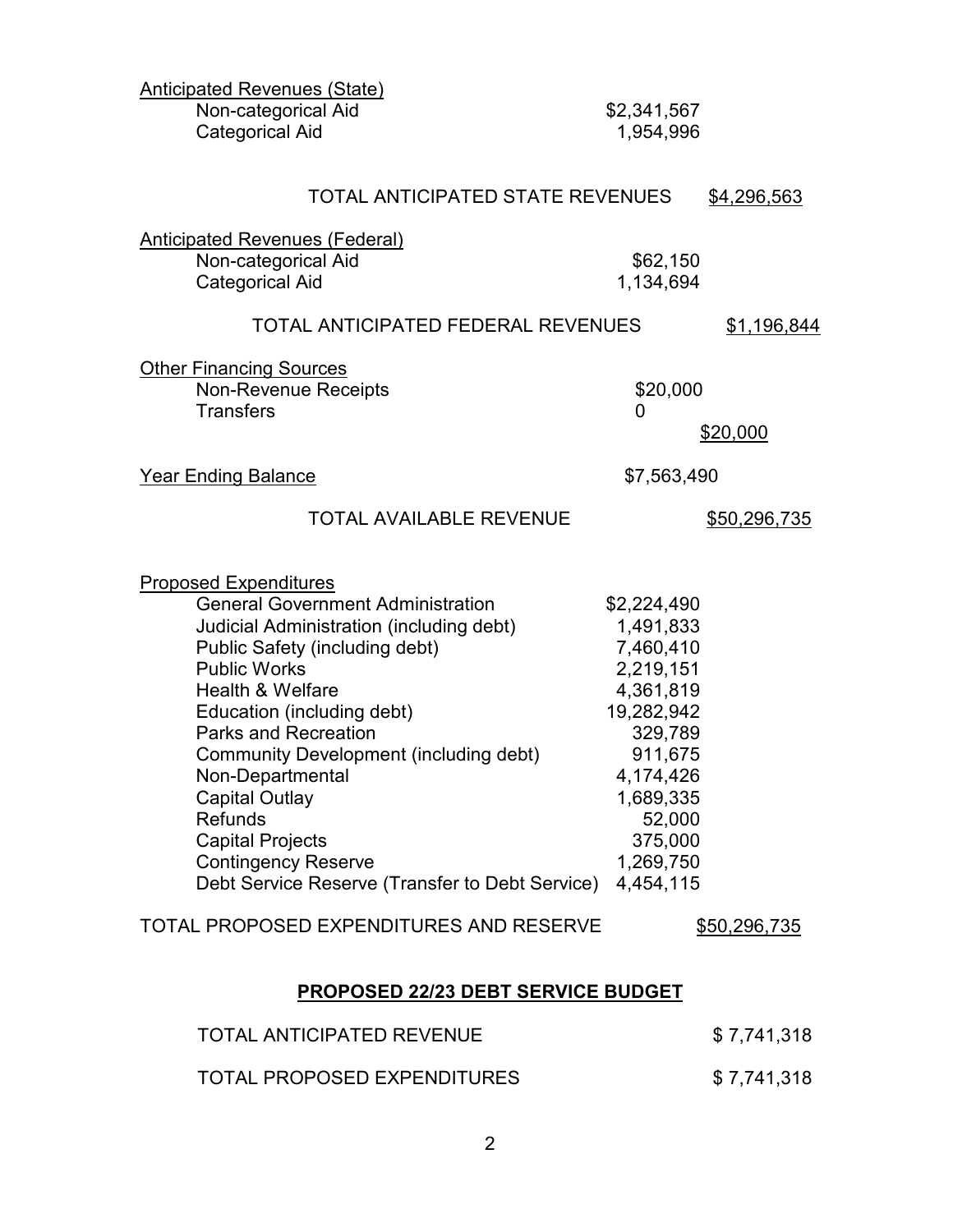| | | |
|---|---|---|
| Anticipated Revenues (State) | | |
| Non-categorical Aid | $2,341,567 | |
| Categorical Aid | 1,954,996 | |
| TOTAL ANTICIPATED STATE REVENUES | | $4,296,563 |
| Anticipated Revenues (Federal) | | |
| Non-categorical Aid | $62,150 | |
| Categorical Aid | 1,134,694 | |
| TOTAL ANTICIPATED FEDERAL REVENUES | | $1,196,844 |
| Other Financing Sources | | |
| Non-Revenue Receipts | $20,000 | |
| Transfers | 0 | |
| | | $20,000 |
| Year Ending Balance | $7,563,490 | |
| TOTAL AVAILABLE REVENUE | | $50,296,735 |

| | | |
|---|---|---|
| Proposed Expenditures | | |
| General Government Administration | $2,224,490 | |
| Judicial Administration (including debt) | 1,491,833 | |
| Public Safety (including debt) | 7,460,410 | |
| Public Works | 2,219,151 | |
| Health & Welfare | 4,361,819 | |
| Education (including debt) | 19,282,942 | |
| Parks and Recreation | 329,789 | |
| Community Development (including debt) | 911,675 | |
| Non-Departmental | 4,174,426 | |
| Capital Outlay | 1,689,335 | |
| Refunds | 52,000 | |
| Capital Projects | 375,000 | |
| Contingency Reserve | 1,269,750 | |
| Debt Service Reserve (Transfer to Debt Service) | 4,454,115 | |
| TOTAL PROPOSED EXPENDITURES AND RESERVE | | $50,296,735 |

## PROPOSED 22/23 DEBT SERVICE BUDGET

| | |
|---|---|
| TOTAL ANTICIPATED REVENUE | $ 7,741,318 |
| TOTAL PROPOSED EXPENDITURES | $ 7,741,318 |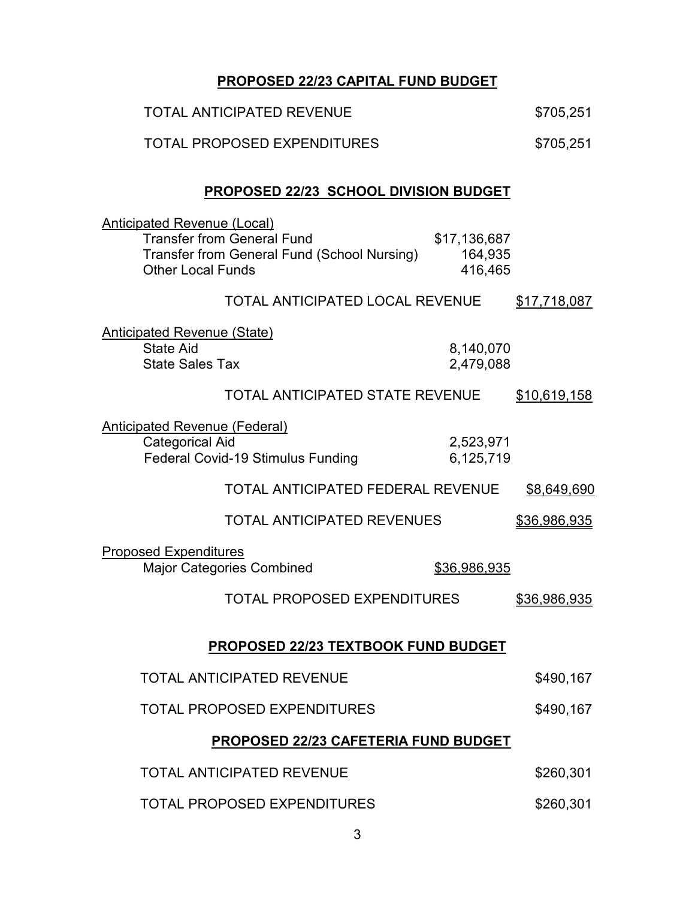## PROPOSED 22/23 CAPITAL FUND BUDGET

| | |
|---|---|
| TOTAL ANTICIPATED REVENUE | $705,251 |
| TOTAL PROPOSED EXPENDITURES | $705,251 |

## PROPOSED 22/23 SCHOOL DIVISION BUDGET

| | | |
|---|---|---|
| Anticipated Revenue (Local) | | |
| Transfer from General Fund | $17,136,687 | |
| Transfer from General Fund (School Nursing) | 164,935 | |
| Other Local Funds | 416,465 | |
| TOTAL ANTICIPATED LOCAL REVENUE | | $17,718,087 |
| Anticipated Revenue (State) | | |
| State Aid | 8,140,070 | |
| State Sales Tax | 2,479,088 | |
| TOTAL ANTICIPATED STATE REVENUE | | $10,619,158 |
| Anticipated Revenue (Federal) | | |
| Categorical Aid | 2,523,971 | |
| Federal Covid-19 Stimulus Funding | 6,125,719 | |
| TOTAL ANTICIPATED FEDERAL REVENUE | | $8,649,690 |
| TOTAL ANTICIPATED REVENUES | | $36,986,935 |
| Proposed Expenditures | | |
| Major Categories Combined | $36,986,935 | |
| TOTAL PROPOSED EXPENDITURES | | $36,986,935 |

## PROPOSED 22/23 TEXTBOOK FUND BUDGET

| | |
|---|---|
| TOTAL ANTICIPATED REVENUE | $490,167 |
| TOTAL PROPOSED EXPENDITURES | $490,167 |

## PROPOSED 22/23 CAFETERIA FUND BUDGET

| | |
|---|---|
| TOTAL ANTICIPATED REVENUE | $260,301 |
| TOTAL PROPOSED EXPENDITURES | $260,301 |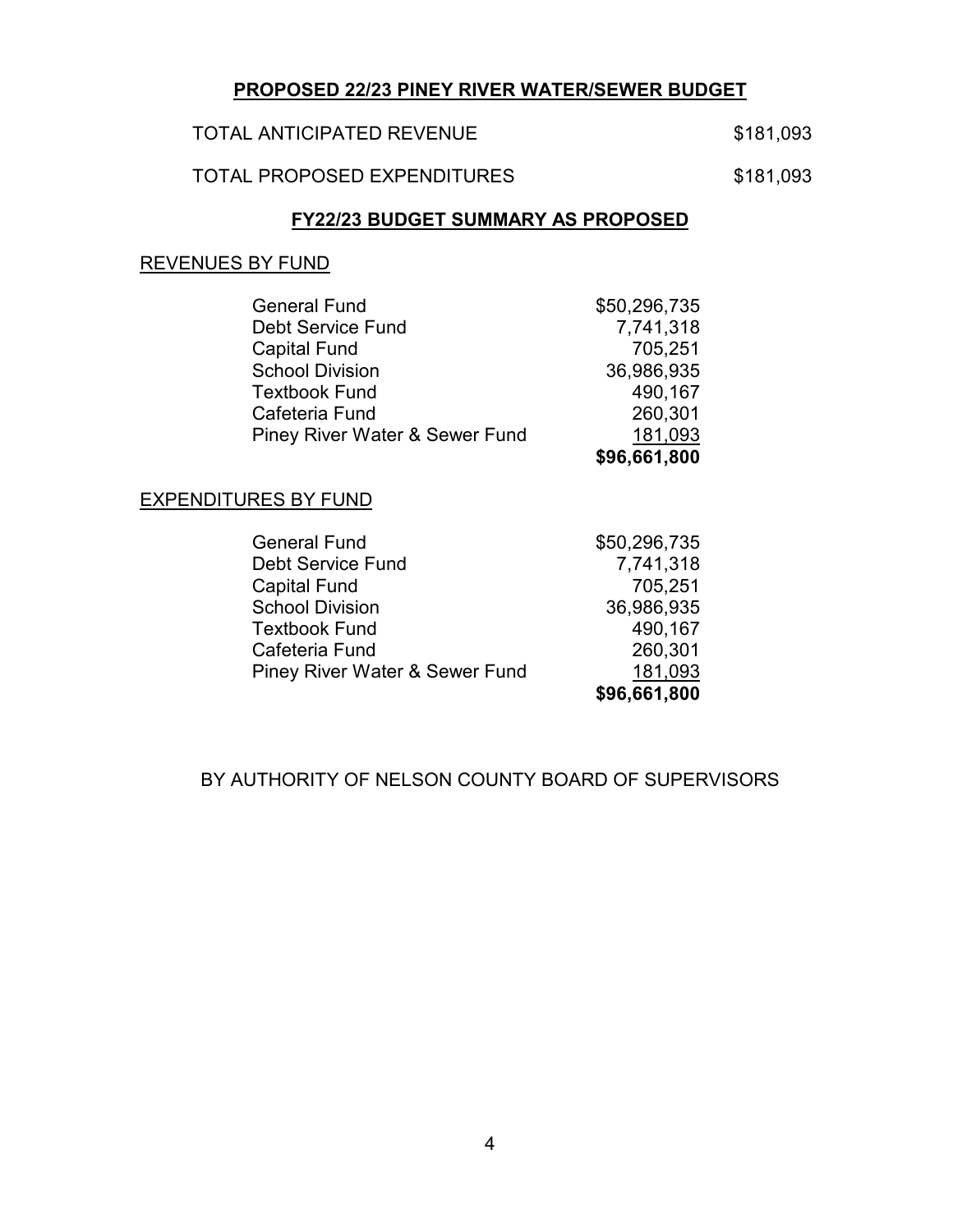## PROPOSED 22/23 PINEY RIVER WATER/SEWER BUDGET

| | |
|---|---|
| TOTAL ANTICIPATED REVENUE | $181,093 |
| TOTAL PROPOSED EXPENDITURES | $181,093 |

## FY22/23 BUDGET SUMMARY AS PROPOSED

REVENUES BY FUND

| | |
|---|---|
| General Fund | $50,296,735 |
| Debt Service Fund | 7,741,318 |
| Capital Fund | 705,251 |
| School Division | 36,986,935 |
| Textbook Fund | 490,167 |
| Cafeteria Fund | 260,301 |
| Piney River Water & Sewer Fund | 181,093 |
| | **$96,661,800** |

EXPENDITURES BY FUND

| | |
|---|---|
| General Fund | $50,296,735 |
| Debt Service Fund | 7,741,318 |
| Capital Fund | 705,251 |
| School Division | 36,986,935 |
| Textbook Fund | 490,167 |
| Cafeteria Fund | 260,301 |
| Piney River Water & Sewer Fund | 181,093 |
| | **$96,661,800** |

BY AUTHORITY OF NELSON COUNTY BOARD OF SUPERVISORS